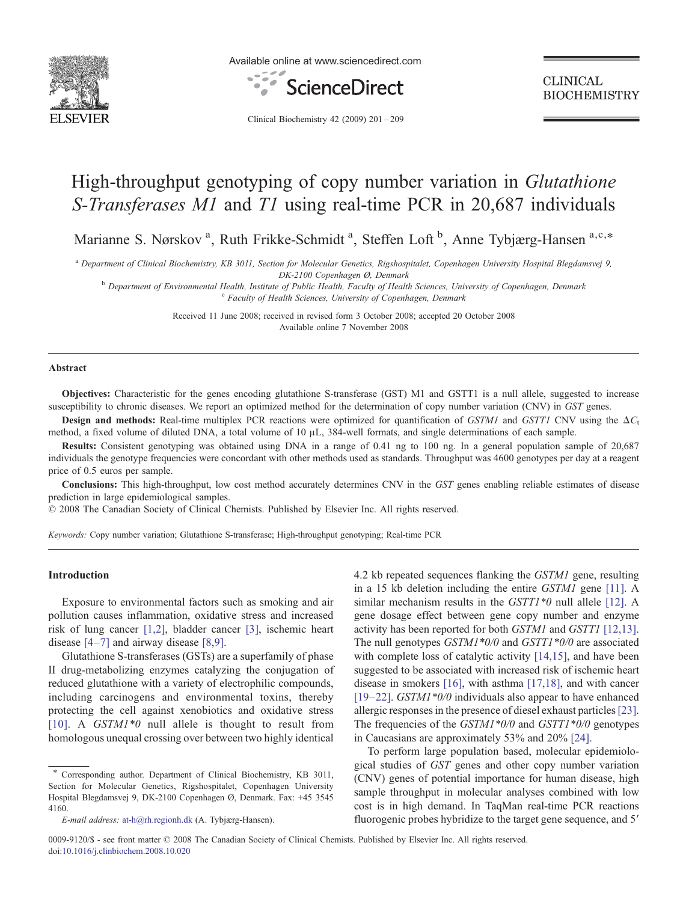# High-throughput genotyping of copy number variation in *Glutathione S-Transferases M1* and *T1* using real-time PCR in 20,687 individuals

Marianne S. Nørskov [a], Ruth Frikke-Schmidt [a], Steffen Loft [b], Anne Tybjærg-Hansen [a,c,*]

[a] Department of Clinical Biochemistry, KB 3011, Section for Molecular Genetics, Rigshospitalet, Copenhagen University Hospital Blegdamsvej 9, DK-2100 Copenhagen Ø, Denmark

[b] Department of Environmental Health, Institute of Public Health, Faculty of Health Sciences, University of Copenhagen, Denmark

[c] Faculty of Health Sciences, University of Copenhagen, Denmark

Received 11 June 2008; received in revised form 3 October 2008; accepted 20 October 2008

Available online 7 November 2008

## Abstract

**Objectives:** Characteristic for the genes encoding glutathione S-transferase (GST) M1 and GSTT1 is a null allele, suggested to increase susceptibility to chronic diseases. We report an optimized method for the determination of copy number variation (CNV) in *GST* genes.

**Design and methods:** Real-time multiplex PCR reactions were optimized for quantification of *GSTM1* and *GSTT1* CNV using the $\Delta C_t$ method, a fixed volume of diluted DNA, a total volume of 10 μL, 384-well formats, and single determinations of each sample.

**Results:** Consistent genotyping was obtained using DNA in a range of 0.41 ng to 100 ng. In a general population sample of 20,687 individuals the genotype frequencies were concordant with other methods used as standards. Throughput was 4600 genotypes per day at a reagent price of 0.5 euros per sample.

**Conclusions:** This high-throughput, low cost method accurately determines CNV in the *GST* genes enabling reliable estimates of disease prediction in large epidemiological samples.

© 2008 The Canadian Society of Clinical Chemists. Published by Elsevier Inc. All rights reserved.

*Keywords:* Copy number variation; Glutathione S-transferase; High-throughput genotyping; Real-time PCR

## Introduction

Exposure to environmental factors such as smoking and air pollution causes inflammation, oxidative stress and increased risk of lung cancer [1,2], bladder cancer [3], ischemic heart disease [4–7] and airway disease [8,9].

Glutathione S-transferases (GSTs) are a superfamily of phase II drug-metabolizing enzymes catalyzing the conjugation of reduced glutathione with a variety of electrophilic compounds, including carcinogens and environmental toxins, thereby protecting the cell against xenobiotics and oxidative stress [10]. A *GSTM1\*0* null allele is thought to result from homologous unequal crossing over between two highly identical 4.2 kb repeated sequences flanking the *GSTM1* gene, resulting in a 15 kb deletion including the entire *GSTM1* gene [11]. A similar mechanism results in the *GSTT1\*0* null allele [12]. A gene dosage effect between gene copy number and enzyme activity has been reported for both *GSTM1* and *GSTT1* [12,13]. The null genotypes *GSTM1\*0/0* and *GSTT1\*0/0* are associated with complete loss of catalytic activity [14,15], and have been suggested to be associated with increased risk of ischemic heart disease in smokers [16], with asthma [17,18], and with cancer [19–22]. *GSTM1\*0/0* individuals also appear to have enhanced allergic responses in the presence of diesel exhaust particles [23]. The frequencies of the *GSTM1\*0/0* and *GSTT1\*0/0* genotypes in Caucasians are approximately 53% and 20% [24].

To perform large population based, molecular epidemiological studies of *GST* genes and other copy number variation (CNV) genes of potential importance for human disease, high sample throughput in molecular analyses combined with low cost is in high demand. In TaqMan real-time PCR reactions fluorogenic probes hybridize to the target gene sequence, and 5′

\* Corresponding author. Department of Clinical Biochemistry, KB 3011, Section for Molecular Genetics, Rigshospitalet, Copenhagen University Hospital Blegdamsvej 9, DK-2100 Copenhagen Ø, Denmark. Fax: +45 3545 4160.

*E-mail address:* at-h@rh.regionh.dk (A. Tybjærg-Hansen).

0009-9120/$ - see front matter © 2008 The Canadian Society of Clinical Chemists. Published by Elsevier Inc. All rights reserved.
doi:10.1016/j.clinbiochem.2008.10.020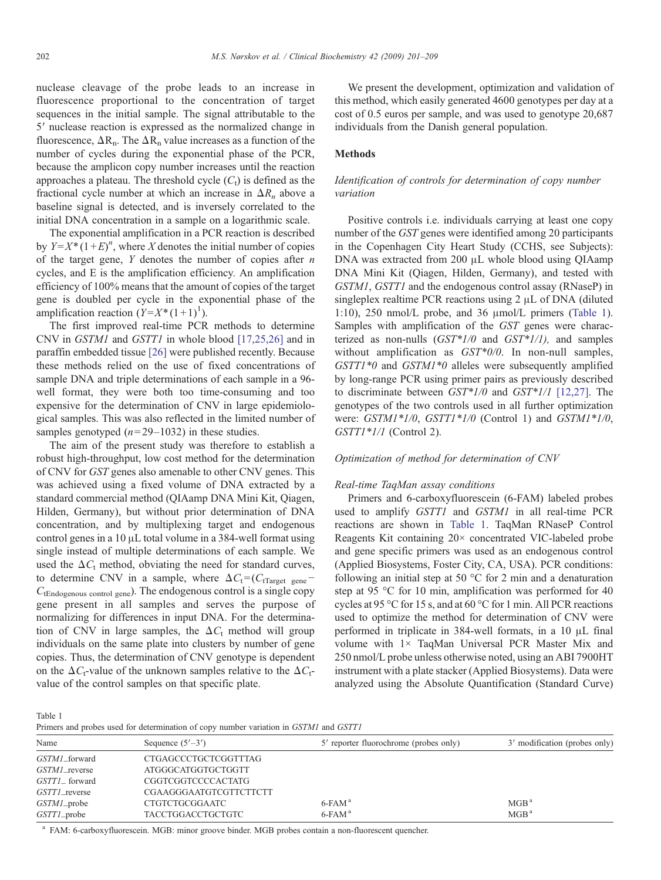nuclease cleavage of the probe leads to an increase in fluorescence proportional to the concentration of target sequences in the initial sample. The signal attributable to the 5′ nuclease reaction is expressed as the normalized change in fluorescence, $\Delta R_n$. The $\Delta R_n$ value increases as a function of the number of cycles during the exponential phase of the PCR, because the amplicon copy number increases until the reaction approaches a plateau. The threshold cycle ($C_t$) is defined as the fractional cycle number at which an increase in $\Delta R_n$ above a baseline signal is detected, and is inversely correlated to the initial DNA concentration in a sample on a logarithmic scale.

The exponential amplification in a PCR reaction is described by $Y = X^*(1+E)^n$, where $X$ denotes the initial number of copies of the target gene, $Y$ denotes the number of copies after $n$ cycles, and E is the amplification efficiency. An amplification efficiency of 100% means that the amount of copies of the target gene is doubled per cycle in the exponential phase of the amplification reaction ($Y = X^*(1+1)^1$).

The first improved real-time PCR methods to determine CNV in *GSTM1* and *GSTT1* in whole blood [17,25,26] and in paraffin embedded tissue [26] were published recently. Because these methods relied on the use of fixed concentrations of sample DNA and triple determinations of each sample in a 96-well format, they were both too time-consuming and too expensive for the determination of CNV in large epidemiological samples. This was also reflected in the limited number of samples genotyped ($n = 29$–1032) in these studies.

The aim of the present study was therefore to establish a robust high-throughput, low cost method for the determination of CNV for *GST* genes also amenable to other CNV genes. This was achieved using a fixed volume of DNA extracted by a standard commercial method (QIAamp DNA Mini Kit, Qiagen, Hilden, Germany), but without prior determination of DNA concentration, and by multiplexing target and endogenous control genes in a 10 μL total volume in a 384-well format using single instead of multiple determinations of each sample. We used the $\Delta C_t$ method, obviating the need for standard curves, to determine CNV in a sample, where $\Delta C_t = (C_{t\text{Target gene}} - C_{t\text{Endogenous control gene}})$. The endogenous control is a single copy gene present in all samples and serves the purpose of normalizing for differences in input DNA. For the determination of CNV in large samples, the $\Delta C_t$ method will group individuals on the same plate into clusters by number of gene copies. Thus, the determination of CNV genotype is dependent on the $\Delta C_t$-value of the unknown samples relative to the $\Delta C_t$-value of the control samples on that specific plate.

We present the development, optimization and validation of this method, which easily generated 4600 genotypes per day at a cost of 0.5 euros per sample, and was used to genotype 20,687 individuals from the Danish general population.

## Methods

### *Identification of controls for determination of copy number variation*

Positive controls i.e. individuals carrying at least one copy number of the *GST* genes were identified among 20 participants in the Copenhagen City Heart Study (CCHS, see Subjects): DNA was extracted from 200 μL whole blood using QIAamp DNA Mini Kit (Qiagen, Hilden, Germany), and tested with *GSTM1*, *GSTT1* and the endogenous control assay (RNaseP) in singleplex realtime PCR reactions using 2 μL of DNA (diluted 1:10), 250 nmol/L probe, and 36 μmol/L primers (Table 1). Samples with amplification of the *GST* genes were characterized as non-nulls (*GST\*1/0* and *GST\*1/1),* and samples without amplification as *GST\*0/0*. In non-null samples, *GSTT1\*0* and *GSTM1\*0* alleles were subsequently amplified by long-range PCR using primer pairs as previously described to discriminate between *GST\*1/0* and *GST\*1/1* [12,27]. The genotypes of the two controls used in all further optimization were: *GSTM1\*1/0*, *GSTT1\*1/0* (Control 1) and *GSTM1\*1/0*, *GSTT1\*1/1* (Control 2).

### *Optimization of method for determination of CNV*

#### *Real-time TaqMan assay conditions*

Primers and 6-carboxyfluorescein (6-FAM) labeled probes used to amplify *GSTT1* and *GSTM1* in all real-time PCR reactions are shown in Table 1. TaqMan RNaseP Control Reagents Kit containing 20× concentrated VIC-labeled probe and gene specific primers was used as an endogenous control (Applied Biosystems, Foster City, CA, USA). PCR conditions: following an initial step at 50 °C for 2 min and a denaturation step at 95 °C for 10 min, amplification was performed for 40 cycles at 95 °C for 15 s, and at 60 °C for 1 min. All PCR reactions used to optimize the method for determination of CNV were performed in triplicate in 384-well formats, in a 10 μL final volume with 1× TaqMan Universal PCR Master Mix and 250 nmol/L probe unless otherwise noted, using an ABI 7900HT instrument with a plate stacker (Applied Biosystems). Data were analyzed using the Absolute Quantification (Standard Curve)

Table 1
Primers and probes used for determination of copy number variation in *GSTM1* and *GSTT1*

| Name | Sequence (5′–3′) | 5′ reporter fluorochrome (probes only) | 3′ modification (probes only) |
|---|---|---|---|
| *GSTM1*_forward | CTGAGCCCTGCTCGGTTTAG | | |
| *GSTM1*_reverse | ATGGGCATGGTGCTGGTT | | |
| *GSTT1*_ forward | CGGTCGGTCCCCACTATG | | |
| *GSTT1*_reverse | CGAAGGGAATGTCGTTCTTCT | | |
| *GSTM1*_probe | CTGTCTGCGGAATC | 6-FAM [a] | MGB [a] |
| *GSTT1*_probe | TACCTGGACCTGCTGTC | 6-FAM [a] | MGB [a] |

[a] FAM: 6-carboxyfluorescein. MGB: minor groove binder. MGB probes contain a non-fluorescent quencher.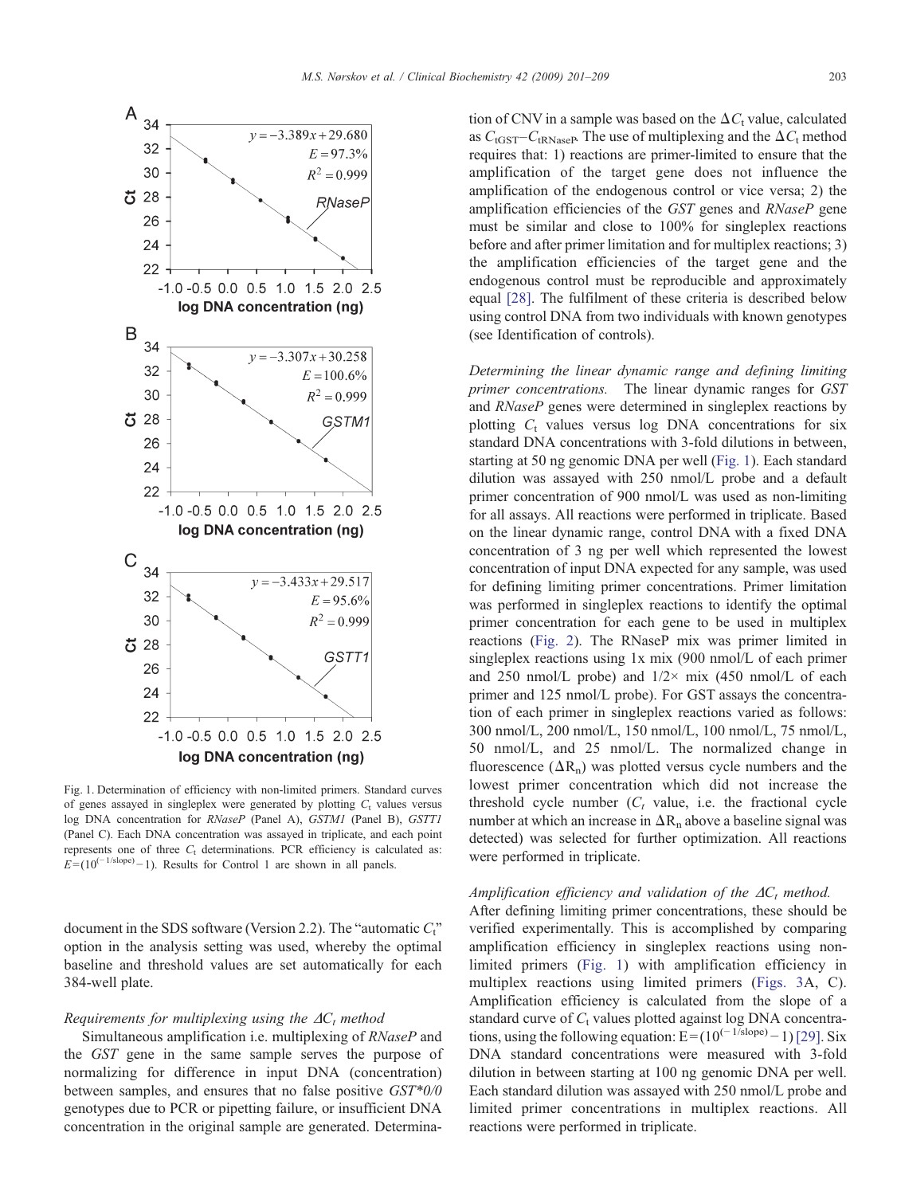Fig. 1. Determination of efficiency with non-limited primers. Standard curves of genes assayed in singleplex were generated by plotting $C_t$ values versus log DNA concentration for *RNaseP* (Panel A), *GSTM1* (Panel B), *GSTT1* (Panel C). Each DNA concentration was assayed in triplicate, and each point represents one of three $C_t$ determinations. PCR efficiency is calculated as: $E=(10^{(-1/\text{slope})}-1)$. Results for Control 1 are shown in all panels.

document in the SDS software (Version 2.2). The "automatic $C_t$" option in the analysis setting was used, whereby the optimal baseline and threshold values are set automatically for each 384-well plate.

*Requirements for multiplexing using the $\Delta C_t$ method*

Simultaneous amplification i.e. multiplexing of *RNaseP* and the *GST* gene in the same sample serves the purpose of normalizing for difference in input DNA (concentration) between samples, and ensures that no false positive *GST\*0/0* genotypes due to PCR or pipetting failure, or insufficient DNA concentration in the original sample are generated. Determination of CNV in a sample was based on the $\Delta C_t$ value, calculated as $C_{tGST}-C_{tRNaseP}$. The use of multiplexing and the $\Delta C_t$ method requires that: 1) reactions are primer-limited to ensure that the amplification of the target gene does not influence the amplification of the endogenous control or vice versa; 2) the amplification efficiencies of the *GST* genes and *RNaseP* gene must be similar and close to 100% for singleplex reactions before and after primer limitation and for multiplex reactions; 3) the amplification efficiencies of the target gene and the endogenous control must be reproducible and approximately equal [28]. The fulfilment of these criteria is described below using control DNA from two individuals with known genotypes (see Identification of controls).

*Determining the linear dynamic range and defining limiting primer concentrations.* The linear dynamic ranges for *GST* and *RNaseP* genes were determined in singleplex reactions by plotting $C_t$ values versus log DNA concentrations for six standard DNA concentrations with 3-fold dilutions in between, starting at 50 ng genomic DNA per well (Fig. 1). Each standard dilution was assayed with 250 nmol/L probe and a default primer concentration of 900 nmol/L was used as non-limiting for all assays. All reactions were performed in triplicate. Based on the linear dynamic range, control DNA with a fixed DNA concentration of 3 ng per well which represented the lowest concentration of input DNA expected for any sample, was used for defining limiting primer concentrations. Primer limitation was performed in singleplex reactions to identify the optimal primer concentration for each gene to be used in multiplex reactions (Fig. 2). The RNaseP mix was primer limited in singleplex reactions using 1x mix (900 nmol/L of each primer and 250 nmol/L probe) and 1/2× mix (450 nmol/L of each primer and 125 nmol/L probe). For GST assays the concentration of each primer in singleplex reactions varied as follows: 300 nmol/L, 200 nmol/L, 150 nmol/L, 100 nmol/L, 75 nmol/L, 50 nmol/L, and 25 nmol/L. The normalized change in fluorescence ($\Delta R_n$) was plotted versus cycle numbers and the lowest primer concentration which did not increase the threshold cycle number ($C_t$ value, i.e. the fractional cycle number at which an increase in $\Delta R_n$ above a baseline signal was detected) was selected for further optimization. All reactions were performed in triplicate.

*Amplification efficiency and validation of the $\Delta C_t$ method.* After defining limiting primer concentrations, these should be verified experimentally. This is accomplished by comparing amplification efficiency in singleplex reactions using non-limited primers (Fig. 1) with amplification efficiency in multiplex reactions using limited primers (Figs. 3A, C). Amplification efficiency is calculated from the slope of a standard curve of $C_t$ values plotted against log DNA concentrations, using the following equation: $E=(10^{(-1/\text{slope})}-1)$ [29]. Six DNA standard concentrations were measured with 3-fold dilution in between starting at 100 ng genomic DNA per well. Each standard dilution was assayed with 250 nmol/L probe and limited primer concentrations in multiplex reactions. All reactions were performed in triplicate.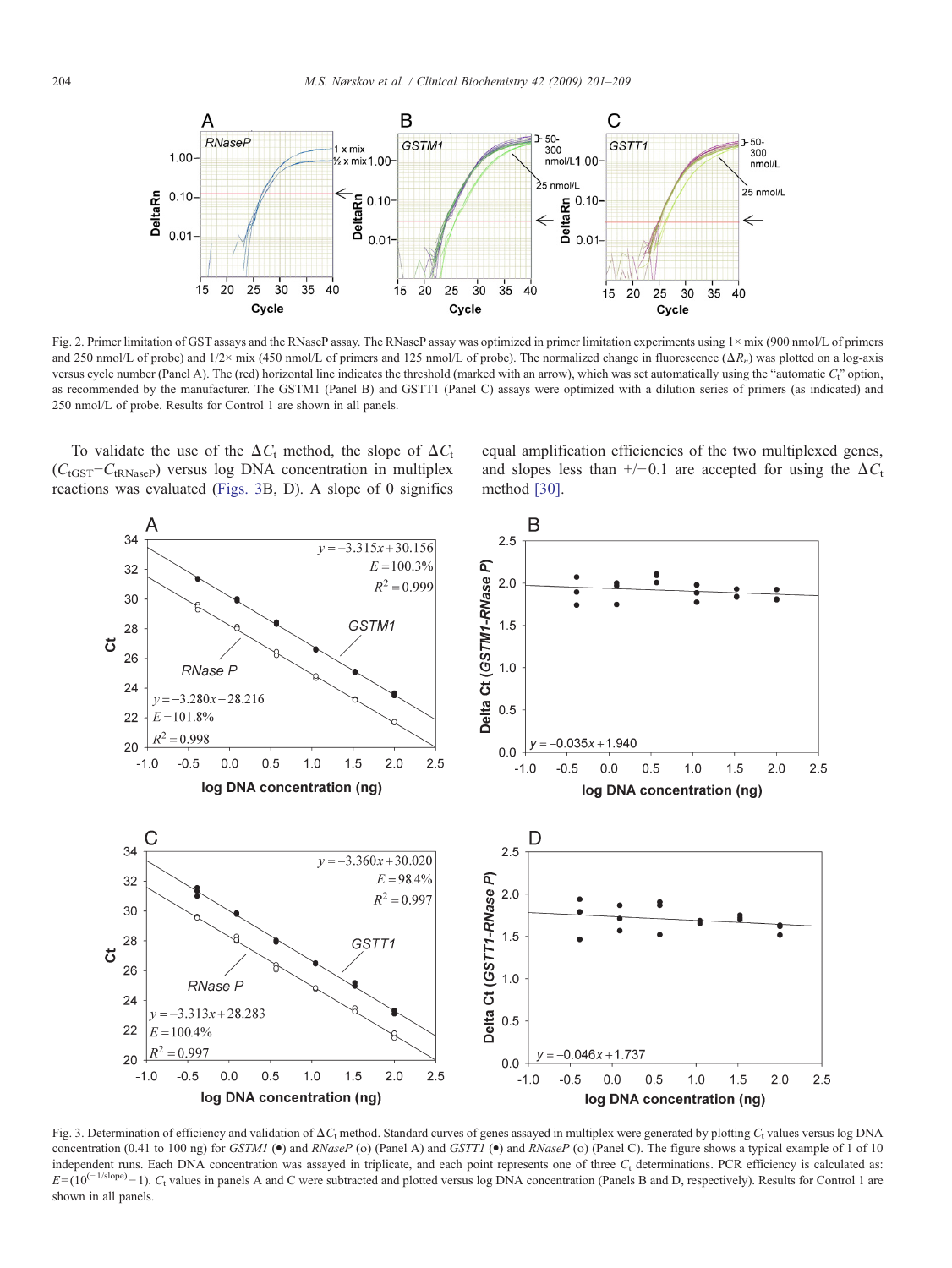Fig. 2. Primer limitation of GST assays and the RNaseP assay. The RNaseP assay was optimized in primer limitation experiments using 1× mix (900 nmol/L of primers and 250 nmol/L of probe) and 1/2× mix (450 nmol/L of primers and 125 nmol/L of probe). The normalized change in fluorescence ($\Delta R_n$) was plotted on a log-axis versus cycle number (Panel A). The (red) horizontal line indicates the threshold (marked with an arrow), which was set automatically using the "automatic $C_t$" option, as recommended by the manufacturer. The GSTM1 (Panel B) and GSTT1 (Panel C) assays were optimized with a dilution series of primers (as indicated) and 250 nmol/L of probe. Results for Control 1 are shown in all panels.

To validate the use of the $\Delta C_t$ method, the slope of $\Delta C_t$ ($C_{tGST} - C_{tRNaseP}$) versus log DNA concentration in multiplex reactions was evaluated (Figs. 3B, D). A slope of 0 signifies equal amplification efficiencies of the two multiplexed genes, and slopes less than +/−0.1 are accepted for using the $\Delta C_t$ method [30].

Fig. 3. Determination of efficiency and validation of $\Delta C_t$ method. Standard curves of genes assayed in multiplex were generated by plotting $C_t$ values versus log DNA concentration (0.41 to 100 ng) for *GSTM1* (●) and *RNaseP* (o) (Panel A) and *GSTT1* (●) and *RNaseP* (o) (Panel C). The figure shows a typical example of 1 of 10 independent runs. Each DNA concentration was assayed in triplicate, and each point represents one of three $C_t$ determinations. PCR efficiency is calculated as: $E = (10^{(-1/\text{slope})} - 1)$. $C_t$ values in panels A and C were subtracted and plotted versus log DNA concentration (Panels B and D, respectively). Results for Control 1 are shown in all panels.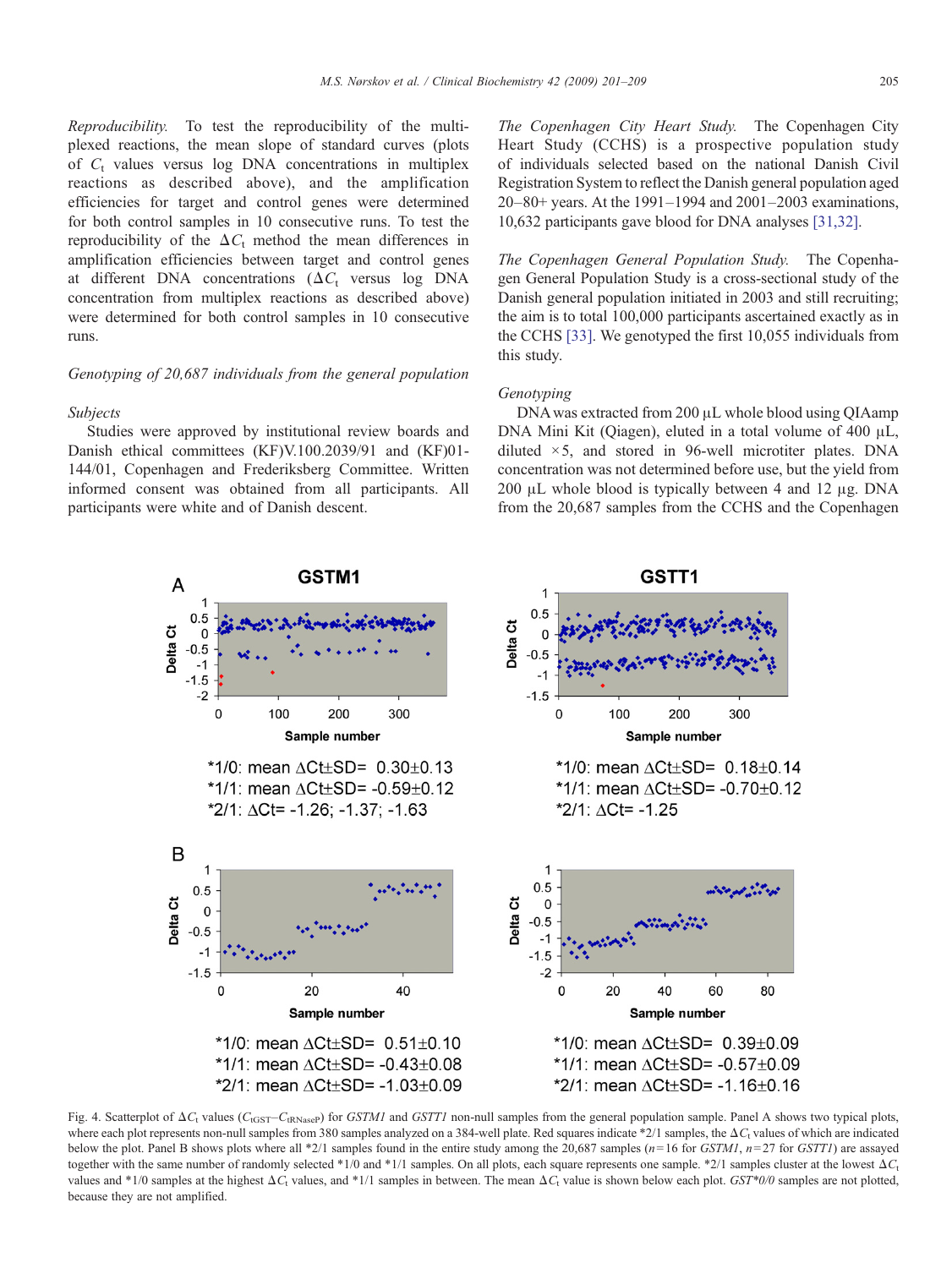*Reproducibility.* To test the reproducibility of the multiplexed reactions, the mean slope of standard curves (plots of $C_t$ values versus log DNA concentrations in multiplex reactions as described above), and the amplification efficiencies for target and control genes were determined for both control samples in 10 consecutive runs. To test the reproducibility of the $\Delta C_t$ method the mean differences in amplification efficiencies between target and control genes at different DNA concentrations ($\Delta C_t$ versus log DNA concentration from multiplex reactions as described above) were determined for both control samples in 10 consecutive runs.

### *Genotyping of 20,687 individuals from the general population*

#### *Subjects*

Studies were approved by institutional review boards and Danish ethical committees (KF)V.100.2039/91 and (KF)01-144/01, Copenhagen and Frederiksberg Committee. Written informed consent was obtained from all participants. All participants were white and of Danish descent.

*The Copenhagen City Heart Study.* The Copenhagen City Heart Study (CCHS) is a prospective population study of individuals selected based on the national Danish Civil Registration System to reflect the Danish general population aged 20–80+ years. At the 1991–1994 and 2001–2003 examinations, 10,632 participants gave blood for DNA analyses [31,32].

*The Copenhagen General Population Study.* The Copenhagen General Population Study is a cross-sectional study of the Danish general population initiated in 2003 and still recruiting; the aim is to total 100,000 participants ascertained exactly as in the CCHS [33]. We genotyped the first 10,055 individuals from this study.

#### *Genotyping*

DNA was extracted from 200 μL whole blood using QIAamp DNA Mini Kit (Qiagen), eluted in a total volume of 400 μL, diluted ×5, and stored in 96-well microtiter plates. DNA concentration was not determined before use, but the yield from 200 μL whole blood is typically between 4 and 12 μg. DNA from the 20,687 samples from the CCHS and the Copenhagen

Panel A, GSTM1: *1/0: mean ΔCt±SD= 0.30±0.13; *1/1: mean ΔCt±SD= -0.59±0.12; *2/1: ΔCt= -1.26; -1.37; -1.63

Panel A, GSTT1: *1/0: mean ΔCt±SD= 0.18±0.14; *1/1: mean ΔCt±SD= -0.70±0.12; *2/1: ΔCt= -1.25

Panel B, GSTM1: *1/0: mean ΔCt±SD= 0.51±0.10; *1/1: mean ΔCt±SD= -0.43±0.08; *2/1: mean ΔCt±SD= -1.03±0.09

Panel B, GSTT1: *1/0: mean ΔCt±SD= 0.39±0.09; *1/1: mean ΔCt±SD= -0.57±0.09; *2/1: mean ΔCt±SD= -1.16±0.16

Fig. 4. Scatterplot of $\Delta C_t$ values ($C_{tGST}$–$C_{tRNaseP}$) for *GSTM1* and *GSTT1* non-null samples from the general population sample. Panel A shows two typical plots, where each plot represents non-null samples from 380 samples analyzed on a 384-well plate. Red squares indicate *2/1 samples, the $\Delta C_t$ values of which are indicated below the plot. Panel B shows plots where all *2/1 samples found in the entire study among the 20,687 samples ($n$=16 for *GSTM1*, $n$=27 for *GSTT1*) are assayed together with the same number of randomly selected *1/0 and *1/1 samples. On all plots, each square represents one sample. *2/1 samples cluster at the lowest $\Delta C_t$ values and *1/0 samples at the highest $\Delta C_t$ values, and *1/1 samples in between. The mean $\Delta C_t$ value is shown below each plot. *GST*0/0* samples are not plotted, because they are not amplified.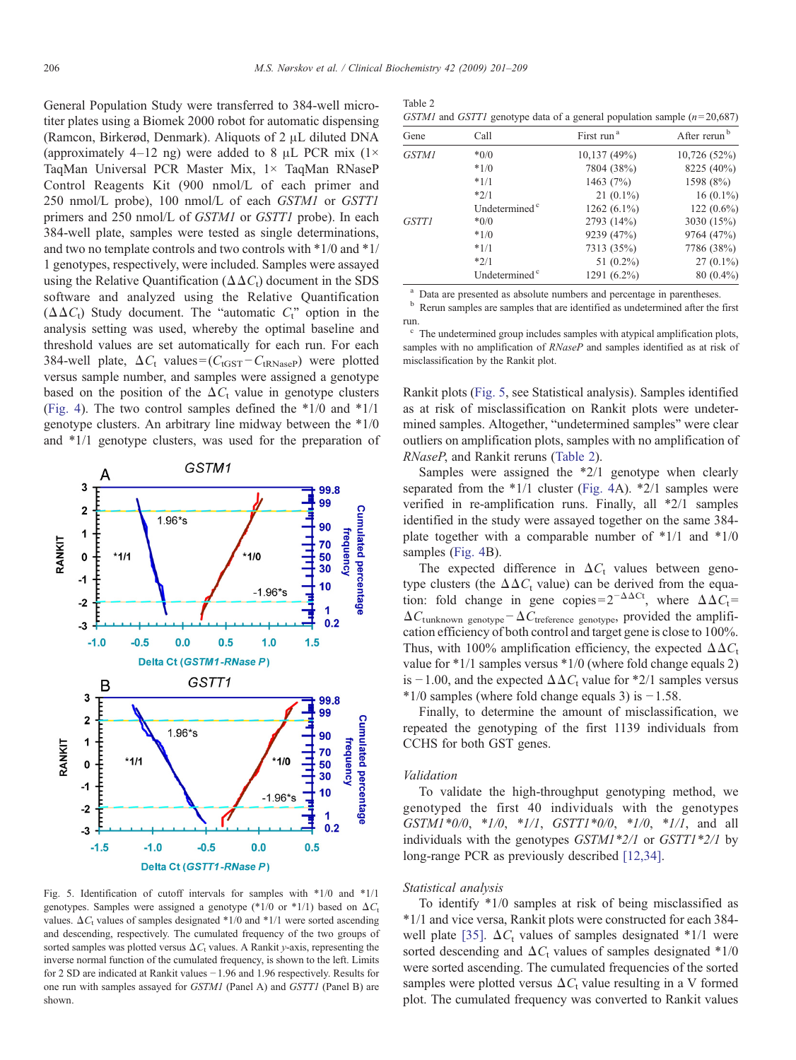General Population Study were transferred to 384-well microtiter plates using a Biomek 2000 robot for automatic dispensing (Ramcon, Birkerød, Denmark). Aliquots of 2 µL diluted DNA (approximately 4–12 ng) were added to 8 µL PCR mix (1× TaqMan Universal PCR Master Mix, 1× TaqMan RNaseP Control Reagents Kit (900 nmol/L of each primer and 250 nmol/L probe), 100 nmol/L of each *GSTM1* or *GSTT1* primers and 250 nmol/L of *GSTM1* or *GSTT1* probe). In each 384-well plate, samples were tested as single determinations, and two no template controls and two controls with *1/0 and *1/1 genotypes, respectively, were included. Samples were assayed using the Relative Quantification ($\Delta\Delta C_t$) document in the SDS software and analyzed using the Relative Quantification ($\Delta\Delta C_t$) Study document. The "automatic $C_t$" option in the analysis setting was used, whereby the optimal baseline and threshold values are set automatically for each run. For each 384-well plate, $\Delta C_t$ values $=(C_{tGST}-C_{tRNaseP})$ were plotted versus sample number, and samples were assigned a genotype based on the position of the $\Delta C_t$ value in genotype clusters (Fig. 4). The two control samples defined the *1/0 and *1/1 genotype clusters. An arbitrary line midway between the *1/0 and *1/1 genotype clusters, was used for the preparation of Rankit plots (Fig. 5, see Statistical analysis). Samples identified as at risk of misclassification on Rankit plots were undetermined samples. Altogether, "undetermined samples" were clear outliers on amplification plots, samples with no amplification of *RNaseP*, and Rankit reruns (Table 2).

Fig. 5. Identification of cutoff intervals for samples with *1/0 and *1/1 genotypes. Samples were assigned a genotype (*1/0 or *1/1) based on $\Delta C_t$ values. $\Delta C_t$ values of samples designated *1/0 and *1/1 were sorted ascending and descending, respectively. The cumulated frequency of the two groups of sorted samples was plotted versus $\Delta C_t$ values. A Rankit *y*-axis, representing the inverse normal function of the cumulated frequency, is shown to the left. Limits for 2 SD are indicated at Rankit values −1.96 and 1.96 respectively. Results for one run with samples assayed for *GSTM1* (Panel A) and *GSTT1* (Panel B) are shown.

Table 2
*GSTM1* and *GSTT1* genotype data of a general population sample ($n$=20,687)

| Gene | Call | First run [a] | After rerun [b] |
|---|---|---|---|
| *GSTM1* | *0/0 | 10,137 (49%) | 10,726 (52%) |
| | *1/0 | 7804 (38%) | 8225 (40%) |
| | *1/1 | 1463 (7%) | 1598 (8%) |
| | *2/1 | 21 (0.1%) | 16 (0.1%) |
| | Undetermined [c] | 1262 (6.1%) | 122 (0.6%) |
| *GSTT1* | *0/0 | 2793 (14%) | 3030 (15%) |
| | *1/0 | 9239 (47%) | 9764 (47%) |
| | *1/1 | 7313 (35%) | 7786 (38%) |
| | *2/1 | 51 (0.2%) | 27 (0.1%) |
| | Undetermined [c] | 1291 (6.2%) | 80 (0.4%) |

[a] Data are presented as absolute numbers and percentage in parentheses.
[b] Rerun samples are samples that are identified as undetermined after the first run.
[c] The undetermined group includes samples with atypical amplification plots, samples with no amplification of *RNaseP* and samples identified as at risk of misclassification by the Rankit plot.

Samples were assigned the *2/1 genotype when clearly separated from the *1/1 cluster (Fig. 4A). *2/1 samples were verified in re-amplification runs. Finally, all *2/1 samples identified in the study were assayed together on the same 384-plate together with a comparable number of *1/1 and *1/0 samples (Fig. 4B).

The expected difference in $\Delta C_t$ values between genotype clusters (the $\Delta\Delta C_t$ value) can be derived from the equation: fold change in gene copies$=2^{-\Delta\Delta C_t}$, where $\Delta\Delta C_t = \Delta C_{t\text{unknown genotype}} - \Delta C_{t\text{reference genotype}}$, provided the amplification efficiency of both control and target gene is close to 100%. Thus, with 100% amplification efficiency, the expected $\Delta\Delta C_t$ value for *1/1 samples versus *1/0 (where fold change equals 2) is −1.00, and the expected $\Delta\Delta C_t$ value for *2/1 samples versus *1/0 samples (where fold change equals 3) is −1.58.

Finally, to determine the amount of misclassification, we repeated the genotyping of the first 1139 individuals from CCHS for both GST genes.

### Validation

To validate the high-throughput genotyping method, we genotyped the first 40 individuals with the genotypes *GSTM1\*0/0*, *\*1/0*, *\*1/1*, *GSTT1\*0/0*, *\*1/0*, *\*1/1*, and all individuals with the genotypes *GSTM1\*2/1* or *GSTT1\*2/1* by long-range PCR as previously described [12,34].

### Statistical analysis

To identify *1/0 samples at risk of being misclassified as *1/1 and vice versa, Rankit plots were constructed for each 384-well plate [35]. $\Delta C_t$ values of samples designated *1/1 were sorted descending and $\Delta C_t$ values of samples designated *1/0 were sorted ascending. The cumulated frequencies of the sorted samples were plotted versus $\Delta C_t$ value resulting in a V formed plot. The cumulated frequency was converted to Rankit values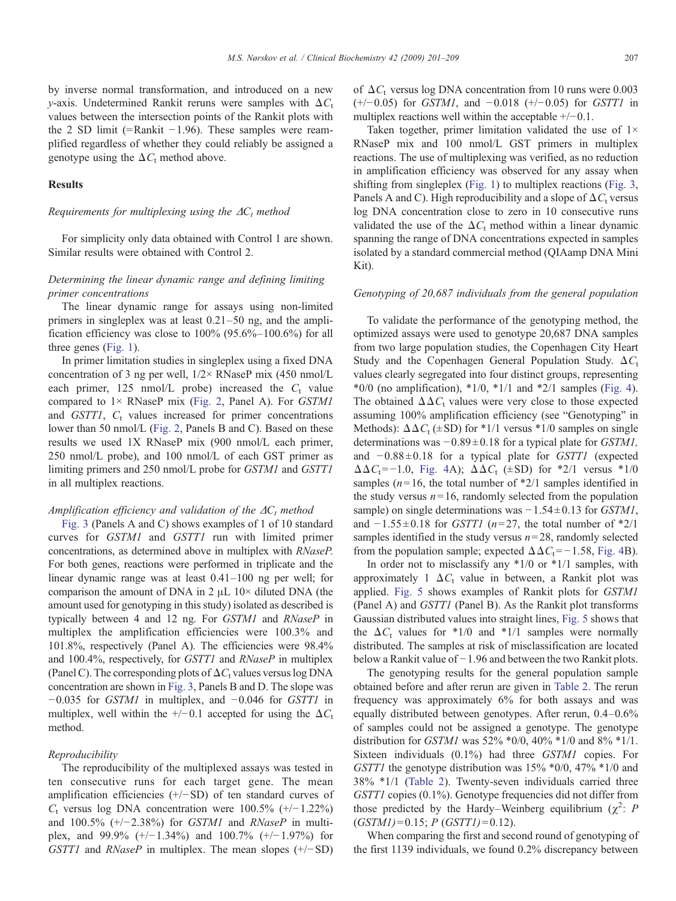by inverse normal transformation, and introduced on a new $y$-axis. Undetermined Rankit reruns were samples with $\Delta C_t$ values between the intersection points of the Rankit plots with the 2 SD limit (=Rankit −1.96). These samples were reamplified regardless of whether they could reliably be assigned a genotype using the $\Delta C_t$ method above.

## Results

### *Requirements for multiplexing using the $\Delta C_t$ method*

For simplicity only data obtained with Control 1 are shown. Similar results were obtained with Control 2.

### *Determining the linear dynamic range and defining limiting primer concentrations*

The linear dynamic range for assays using non-limited primers in singleplex was at least 0.21–50 ng, and the amplification efficiency was close to 100% (95.6%–100.6%) for all three genes (Fig. 1).

In primer limitation studies in singleplex using a fixed DNA concentration of 3 ng per well, 1/2× RNaseP mix (450 nmol/L each primer, 125 nmol/L probe) increased the $C_t$ value compared to 1× RNaseP mix (Fig. 2, Panel A). For *GSTM1* and *GSTT1*, $C_t$ values increased for primer concentrations lower than 50 nmol/L (Fig. 2, Panels B and C). Based on these results we used 1X RNaseP mix (900 nmol/L each primer, 250 nmol/L probe), and 100 nmol/L of each GST primer as limiting primers and 250 nmol/L probe for *GSTM1* and *GSTT1* in all multiplex reactions.

### *Amplification efficiency and validation of the $\Delta C_t$ method*

Fig. 3 (Panels A and C) shows examples of 1 of 10 standard curves for *GSTM1* and *GSTT1* run with limited primer concentrations, as determined above in multiplex with *RNaseP*. For both genes, reactions were performed in triplicate and the linear dynamic range was at least 0.41–100 ng per well; for comparison the amount of DNA in 2 μL 10× diluted DNA (the amount used for genotyping in this study) isolated as described is typically between 4 and 12 ng. For *GSTM1* and *RNaseP* in multiplex the amplification efficiencies were 100.3% and 101.8%, respectively (Panel A). The efficiencies were 98.4% and 100.4%, respectively, for *GSTT1* and *RNaseP* in multiplex (Panel C). The corresponding plots of $\Delta C_t$ values versus log DNA concentration are shown in Fig. 3, Panels B and D. The slope was −0.035 for *GSTM1* in multiplex, and −0.046 for *GSTT1* in multiplex, well within the +/−0.1 accepted for using the $\Delta C_t$ method.

### *Reproducibility*

The reproducibility of the multiplexed assays was tested in ten consecutive runs for each target gene. The mean amplification efficiencies (+/−SD) of ten standard curves of $C_t$ versus log DNA concentration were 100.5% (+/−1.22%) and 100.5% (+/−2.38%) for *GSTM1* and *RNaseP* in multiplex, and 99.9% (+/−1.34%) and 100.7% (+/−1.97%) for *GSTT1* and *RNaseP* in multiplex. The mean slopes (+/−SD) of $\Delta C_t$ versus log DNA concentration from 10 runs were 0.003 (+/−0.05) for *GSTM1*, and −0.018 (+/−0.05) for *GSTT1* in multiplex reactions well within the acceptable +/−0.1.

Taken together, primer limitation validated the use of 1× RNaseP mix and 100 nmol/L GST primers in multiplex reactions. The use of multiplexing was verified, as no reduction in amplification efficiency was observed for any assay when shifting from singleplex (Fig. 1) to multiplex reactions (Fig. 3, Panels A and C). High reproducibility and a slope of $\Delta C_t$ versus log DNA concentration close to zero in 10 consecutive runs validated the use of the $\Delta C_t$ method within a linear dynamic spanning the range of DNA concentrations expected in samples isolated by a standard commercial method (QIAamp DNA Mini Kit).

### *Genotyping of 20,687 individuals from the general population*

To validate the performance of the genotyping method, the optimized assays were used to genotype 20,687 DNA samples from two large population studies, the Copenhagen City Heart Study and the Copenhagen General Population Study. $\Delta C_t$ values clearly segregated into four distinct groups, representing *0/0 (no amplification), *1/0, *1/1 and *2/1 samples (Fig. 4). The obtained $\Delta\Delta C_t$ values were very close to those expected assuming 100% amplification efficiency (see "Genotyping" in Methods): $\Delta\Delta C_t$ (±SD) for *1/1 versus *1/0 samples on single determinations was −0.89±0.18 for a typical plate for *GSTM1,* and −0.88±0.18 for a typical plate for *GSTT1* (expected $\Delta\Delta C_t$=−1.0, Fig. 4A); $\Delta\Delta C_t$ (±SD) for *2/1 versus *1/0 samples ($n$=16, the total number of *2/1 samples identified in the study versus $n$=16, randomly selected from the population sample) on single determinations was −1.54±0.13 for *GSTM1*, and −1.55±0.18 for *GSTT1* ($n$=27, the total number of *2/1 samples identified in the study versus $n$=28, randomly selected from the population sample; expected $\Delta\Delta C_t$=−1.58, Fig. 4B).

In order not to misclassify any *1/0 or *1/1 samples, with approximately 1 $\Delta C_t$ value in between, a Rankit plot was applied. Fig. 5 shows examples of Rankit plots for *GSTM1* (Panel A) and *GSTT1* (Panel B). As the Rankit plot transforms Gaussian distributed values into straight lines, Fig. 5 shows that the $\Delta C_t$ values for *1/0 and *1/1 samples were normally distributed. The samples at risk of misclassification are located below a Rankit value of −1.96 and between the two Rankit plots.

The genotyping results for the general population sample obtained before and after rerun are given in Table 2. The rerun frequency was approximately 6% for both assays and was equally distributed between genotypes. After rerun, 0.4–0.6% of samples could not be assigned a genotype. The genotype distribution for *GSTM1* was 52% *0/0, 40% *1/0 and 8% *1/1. Sixteen individuals (0.1%) had three *GSTM1* copies. For *GSTT1* the genotype distribution was 15% *0/0, 47% *1/0 and 38% *1/1 (Table 2). Twenty-seven individuals carried three *GSTT1* copies (0.1%). Genotype frequencies did not differ from those predicted by the Hardy–Weinberg equilibrium ($\chi^2$: $P$ (*GSTM1*)=0.15; $P$ (*GSTT1*)=0.12).

When comparing the first and second round of genotyping of the first 1139 individuals, we found 0.2% discrepancy between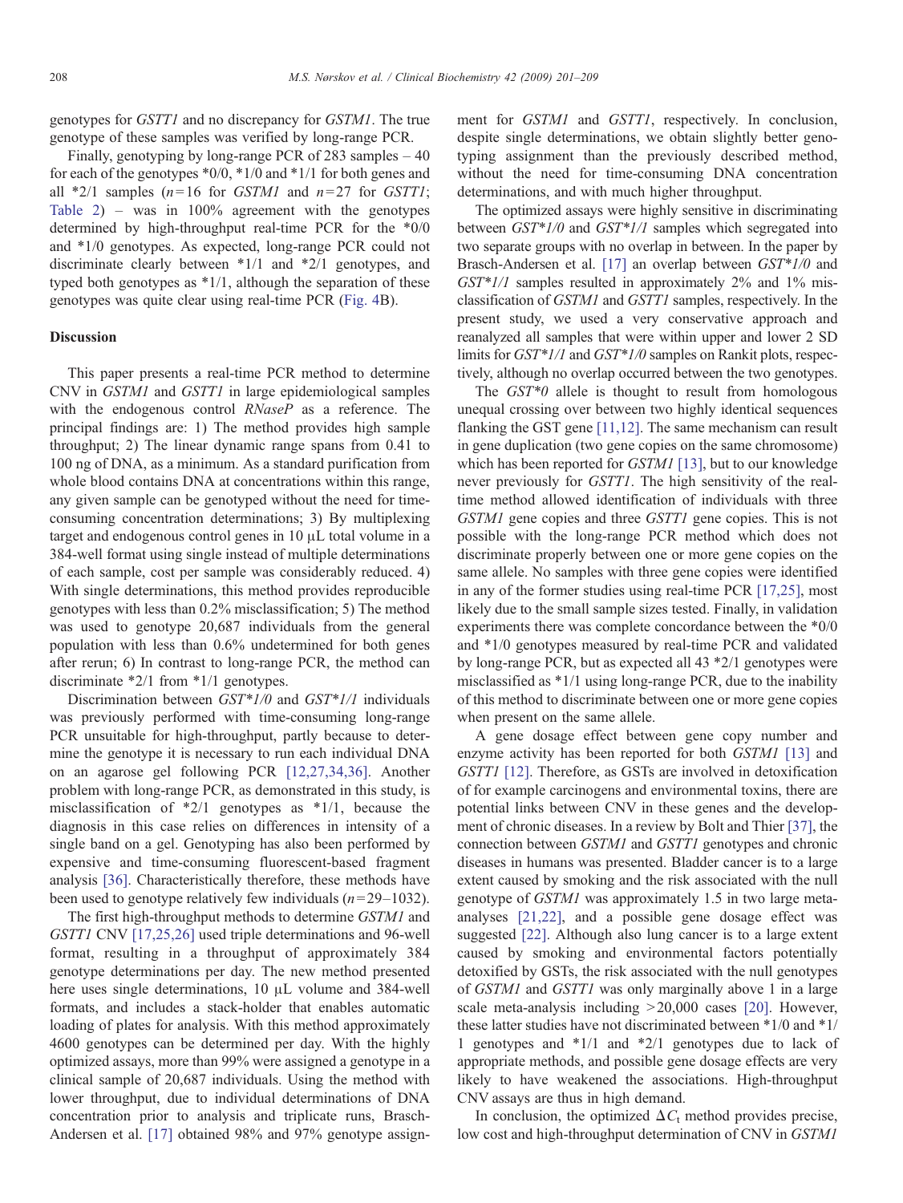genotypes for *GSTT1* and no discrepancy for *GSTM1*. The true genotype of these samples was verified by long-range PCR.

Finally, genotyping by long-range PCR of 283 samples – 40 for each of the genotypes *0/0, *1/0 and *1/1 for both genes and all *2/1 samples ($n$=16 for *GSTM1* and $n$=27 for *GSTT1*; Table 2) – was in 100% agreement with the genotypes determined by high-throughput real-time PCR for the *0/0 and *1/0 genotypes. As expected, long-range PCR could not discriminate clearly between *1/1 and *2/1 genotypes, and typed both genotypes as *1/1, although the separation of these genotypes was quite clear using real-time PCR (Fig. 4B).

## Discussion

This paper presents a real-time PCR method to determine CNV in *GSTM1* and *GSTT1* in large epidemiological samples with the endogenous control *RNaseP* as a reference. The principal findings are: 1) The method provides high sample throughput; 2) The linear dynamic range spans from 0.41 to 100 ng of DNA, as a minimum. As a standard purification from whole blood contains DNA at concentrations within this range, any given sample can be genotyped without the need for time-consuming concentration determinations; 3) By multiplexing target and endogenous control genes in 10 µL total volume in a 384-well format using single instead of multiple determinations of each sample, cost per sample was considerably reduced. 4) With single determinations, this method provides reproducible genotypes with less than 0.2% misclassification; 5) The method was used to genotype 20,687 individuals from the general population with less than 0.6% undetermined for both genes after rerun; 6) In contrast to long-range PCR, the method can discriminate *2/1 from *1/1 genotypes.

Discrimination between *GST*1/0* and *GST*1/1* individuals was previously performed with time-consuming long-range PCR unsuitable for high-throughput, partly because to determine the genotype it is necessary to run each individual DNA on an agarose gel following PCR [12,27,34,36]. Another problem with long-range PCR, as demonstrated in this study, is misclassification of *2/1 genotypes as *1/1, because the diagnosis in this case relies on differences in intensity of a single band on a gel. Genotyping has also been performed by expensive and time-consuming fluorescent-based fragment analysis [36]. Characteristically therefore, these methods have been used to genotype relatively few individuals ($n$=29–1032).

The first high-throughput methods to determine *GSTM1* and *GSTT1* CNV [17,25,26] used triple determinations and 96-well format, resulting in a throughput of approximately 384 genotype determinations per day. The new method presented here uses single determinations, 10 µL volume and 384-well formats, and includes a stack-holder that enables automatic loading of plates for analysis. With this method approximately 4600 genotypes can be determined per day. With the highly optimized assays, more than 99% were assigned a genotype in a clinical sample of 20,687 individuals. Using the method with lower throughput, due to individual determinations of DNA concentration prior to analysis and triplicate runs, Brasch-Andersen et al. [17] obtained 98% and 97% genotype assignment for *GSTM1* and *GSTT1*, respectively. In conclusion, despite single determinations, we obtain slightly better genotyping assignment than the previously described method, without the need for time-consuming DNA concentration determinations, and with much higher throughput.

The optimized assays were highly sensitive in discriminating between *GST*1/0* and *GST*1/1* samples which segregated into two separate groups with no overlap in between. In the paper by Brasch-Andersen et al. [17] an overlap between *GST*1/0* and *GST*1/1* samples resulted in approximately 2% and 1% misclassification of *GSTM1* and *GSTT1* samples, respectively. In the present study, we used a very conservative approach and reanalyzed all samples that were within upper and lower 2 SD limits for *GST*1/1* and *GST*1/0* samples on Rankit plots, respectively, although no overlap occurred between the two genotypes.

The *GST*0* allele is thought to result from homologous unequal crossing over between two highly identical sequences flanking the GST gene [11,12]. The same mechanism can result in gene duplication (two gene copies on the same chromosome) which has been reported for *GSTM1* [13], but to our knowledge never previously for *GSTT1*. The high sensitivity of the real-time method allowed identification of individuals with three *GSTM1* gene copies and three *GSTT1* gene copies. This is not possible with the long-range PCR method which does not discriminate properly between one or more gene copies on the same allele. No samples with three gene copies were identified in any of the former studies using real-time PCR [17,25], most likely due to the small sample sizes tested. Finally, in validation experiments there was complete concordance between the *0/0 and *1/0 genotypes measured by real-time PCR and validated by long-range PCR, but as expected all 43 *2/1 genotypes were misclassified as *1/1 using long-range PCR, due to the inability of this method to discriminate between one or more gene copies when present on the same allele.

A gene dosage effect between gene copy number and enzyme activity has been reported for both *GSTM1* [13] and *GSTT1* [12]. Therefore, as GSTs are involved in detoxification of for example carcinogens and environmental toxins, there are potential links between CNV in these genes and the development of chronic diseases. In a review by Bolt and Thier [37], the connection between *GSTM1* and *GSTT1* genotypes and chronic diseases in humans was presented. Bladder cancer is to a large extent caused by smoking and the risk associated with the null genotype of *GSTM1* was approximately 1.5 in two large meta-analyses [21,22], and a possible gene dosage effect was suggested [22]. Although also lung cancer is to a large extent caused by smoking and environmental factors potentially detoxified by GSTs, the risk associated with the null genotypes of *GSTM1* and *GSTT1* was only marginally above 1 in a large scale meta-analysis including >20,000 cases [20]. However, these latter studies have not discriminated between *1/0 and *1/1 genotypes and *1/1 and *2/1 genotypes due to lack of appropriate methods, and possible gene dosage effects are very likely to have weakened the associations. High-throughput CNV assays are thus in high demand.

In conclusion, the optimized $\Delta C_t$ method provides precise, low cost and high-throughput determination of CNV in *GSTM1*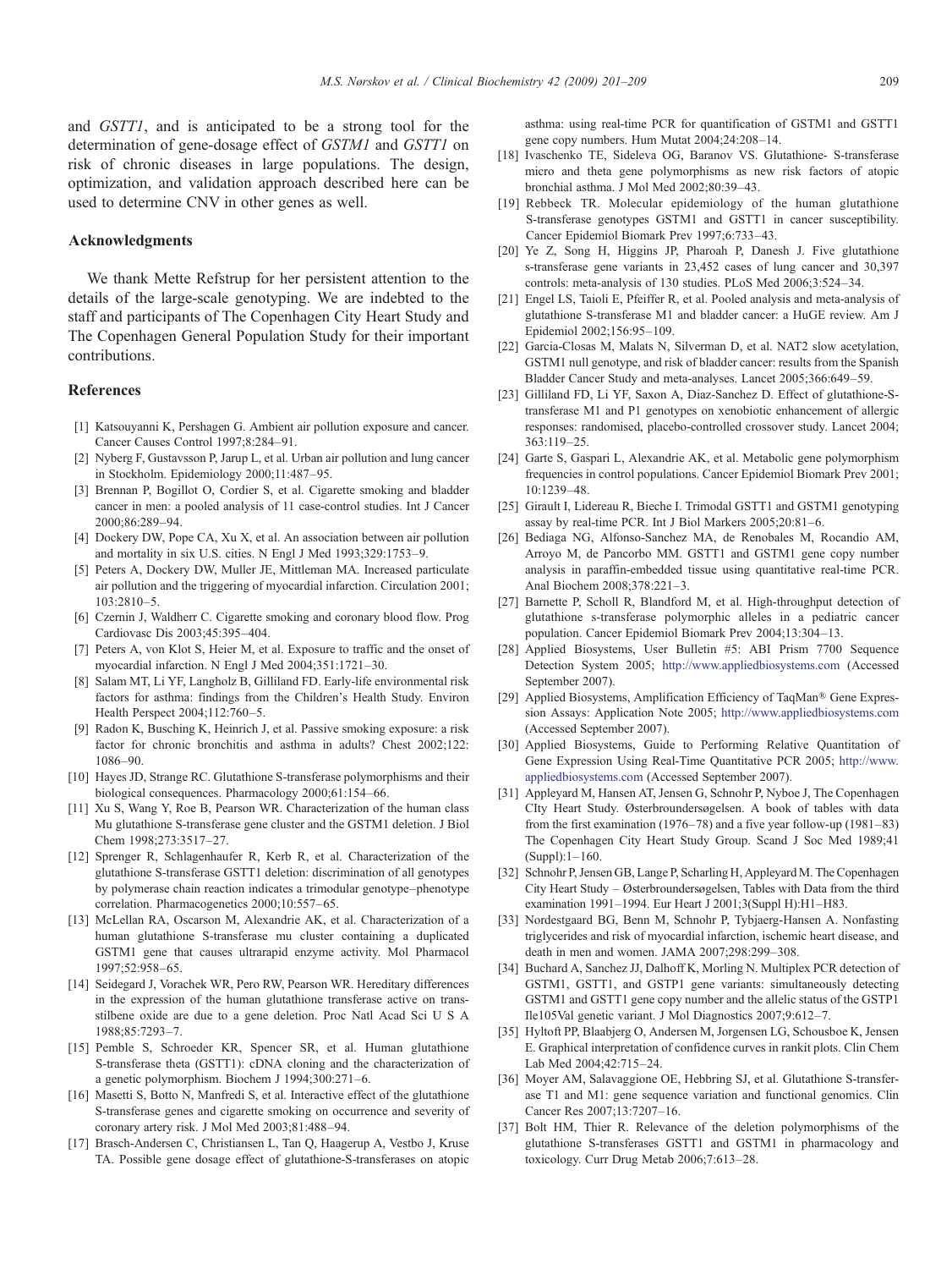and *GSTT1*, and is anticipated to be a strong tool for the determination of gene-dosage effect of *GSTM1* and *GSTT1* on risk of chronic diseases in large populations. The design, optimization, and validation approach described here can be used to determine CNV in other genes as well.

## Acknowledgments

We thank Mette Refstrup for her persistent attention to the details of the large-scale genotyping. We are indebted to the staff and participants of The Copenhagen City Heart Study and The Copenhagen General Population Study for their important contributions.

## References

[1] Katsouyanni K, Pershagen G. Ambient air pollution exposure and cancer. Cancer Causes Control 1997;8:284–91.

[2] Nyberg F, Gustavsson P, Jarup L, et al. Urban air pollution and lung cancer in Stockholm. Epidemiology 2000;11:487–95.

[3] Brennan P, Bogillot O, Cordier S, et al. Cigarette smoking and bladder cancer in men: a pooled analysis of 11 case-control studies. Int J Cancer 2000;86:289–94.

[4] Dockery DW, Pope CA, Xu X, et al. An association between air pollution and mortality in six U.S. cities. N Engl J Med 1993;329:1753–9.

[5] Peters A, Dockery DW, Muller JE, Mittleman MA. Increased particulate air pollution and the triggering of myocardial infarction. Circulation 2001; 103:2810–5.

[6] Czernin J, Waldherr C. Cigarette smoking and coronary blood flow. Prog Cardiovasc Dis 2003;45:395–404.

[7] Peters A, von Klot S, Heier M, et al. Exposure to traffic and the onset of myocardial infarction. N Engl J Med 2004;351:1721–30.

[8] Salam MT, Li YF, Langholz B, Gilliland FD. Early-life environmental risk factors for asthma: findings from the Children's Health Study. Environ Health Perspect 2004;112:760–5.

[9] Radon K, Busching K, Heinrich J, et al. Passive smoking exposure: a risk factor for chronic bronchitis and asthma in adults? Chest 2002;122: 1086–90.

[10] Hayes JD, Strange RC. Glutathione S-transferase polymorphisms and their biological consequences. Pharmacology 2000;61:154–66.

[11] Xu S, Wang Y, Roe B, Pearson WR. Characterization of the human class Mu glutathione S-transferase gene cluster and the GSTM1 deletion. J Biol Chem 1998;273:3517–27.

[12] Sprenger R, Schlagenhaufer R, Kerb R, et al. Characterization of the glutathione S-transferase GSTT1 deletion: discrimination of all genotypes by polymerase chain reaction indicates a trimodular genotype–phenotype correlation. Pharmacogenetics 2000;10:557–65.

[13] McLellan RA, Oscarson M, Alexandrie AK, et al. Characterization of a human glutathione S-transferase mu cluster containing a duplicated GSTM1 gene that causes ultrarapid enzyme activity. Mol Pharmacol 1997;52:958–65.

[14] Seidegard J, Vorachek WR, Pero RW, Pearson WR. Hereditary differences in the expression of the human glutathione transferase active on trans-stilbene oxide are due to a gene deletion. Proc Natl Acad Sci U S A 1988;85:7293–7.

[15] Pemble S, Schroeder KR, Spencer SR, et al. Human glutathione S-transferase theta (GSTT1): cDNA cloning and the characterization of a genetic polymorphism. Biochem J 1994;300:271–6.

[16] Masetti S, Botto N, Manfredi S, et al. Interactive effect of the glutathione S-transferase genes and cigarette smoking on occurrence and severity of coronary artery risk. J Mol Med 2003;81:488–94.

[17] Brasch-Andersen C, Christiansen L, Tan Q, Haagerup A, Vestbo J, Kruse TA. Possible gene dosage effect of glutathione-S-transferases on atopic asthma: using real-time PCR for quantification of GSTM1 and GSTT1 gene copy numbers. Hum Mutat 2004;24:208–14.

[18] Ivaschenko TE, Sideleva OG, Baranov VS. Glutathione- S-transferase micro and theta gene polymorphisms as new risk factors of atopic bronchial asthma. J Mol Med 2002;80:39–43.

[19] Rebbeck TR. Molecular epidemiology of the human glutathione S-transferase genotypes GSTM1 and GSTT1 in cancer susceptibility. Cancer Epidemiol Biomark Prev 1997;6:733–43.

[20] Ye Z, Song H, Higgins JP, Pharoah P, Danesh J. Five glutathione s-transferase gene variants in 23,452 cases of lung cancer and 30,397 controls: meta-analysis of 130 studies. PLoS Med 2006;3:524–34.

[21] Engel LS, Taioli E, Pfeiffer R, et al. Pooled analysis and meta-analysis of glutathione S-transferase M1 and bladder cancer: a HuGE review. Am J Epidemiol 2002;156:95–109.

[22] Garcia-Closas M, Malats N, Silverman D, et al. NAT2 slow acetylation, GSTM1 null genotype, and risk of bladder cancer: results from the Spanish Bladder Cancer Study and meta-analyses. Lancet 2005;366:649–59.

[23] Gilliland FD, Li YF, Saxon A, Diaz-Sanchez D. Effect of glutathione-S-transferase M1 and P1 genotypes on xenobiotic enhancement of allergic responses: randomised, placebo-controlled crossover study. Lancet 2004; 363:119–25.

[24] Garte S, Gaspari L, Alexandrie AK, et al. Metabolic gene polymorphism frequencies in control populations. Cancer Epidemiol Biomark Prev 2001; 10:1239–48.

[25] Girault I, Lidereau R, Bieche I. Trimodal GSTT1 and GSTM1 genotyping assay by real-time PCR. Int J Biol Markers 2005;20:81–6.

[26] Bediaga NG, Alfonso-Sanchez MA, de Renobales M, Rocandio AM, Arroyo M, de Pancorbo MM. GSTT1 and GSTM1 gene copy number analysis in paraffin-embedded tissue using quantitative real-time PCR. Anal Biochem 2008;378:221–3.

[27] Barnette P, Scholl R, Blandford M, et al. High-throughput detection of glutathione s-transferase polymorphic alleles in a pediatric cancer population. Cancer Epidemiol Biomark Prev 2004;13:304–13.

[28] Applied Biosystems, User Bulletin #5: ABI Prism 7700 Sequence Detection System 2005; http://www.appliedbiosystems.com (Accessed September 2007).

[29] Applied Biosystems, Amplification Efficiency of TaqMan® Gene Expression Assays: Application Note 2005; http://www.appliedbiosystems.com (Accessed September 2007).

[30] Applied Biosystems, Guide to Performing Relative Quantitation of Gene Expression Using Real-Time Quantitative PCR 2005; http://www.appliedbiosystems.com (Accessed September 2007).

[31] Appleyard M, Hansen AT, Jensen G, Schnohr P, Nyboe J, The Copenhagen CIty Heart Study. Østerbroundersøgelsen. A book of tables with data from the first examination (1976–78) and a five year follow-up (1981–83) The Copenhagen City Heart Study Group. Scand J Soc Med 1989;41 (Suppl):1–160.

[32] Schnohr P, Jensen GB, Lange P, Scharling H, Appleyard M. The Copenhagen City Heart Study – Østerbroundersøgelsen, Tables with Data from the third examination 1991–1994. Eur Heart J 2001;3(Suppl H):H1–H83.

[33] Nordestgaard BG, Benn M, Schnohr P, Tybjaerg-Hansen A. Nonfasting triglycerides and risk of myocardial infarction, ischemic heart disease, and death in men and women. JAMA 2007;298:299–308.

[34] Buchard A, Sanchez JJ, Dalhoff K, Morling N. Multiplex PCR detection of GSTM1, GSTT1, and GSTP1 gene variants: simultaneously detecting GSTM1 and GSTT1 gene copy number and the allelic status of the GSTP1 Ile105Val genetic variant. J Mol Diagnostics 2007;9:612–7.

[35] Hyltoft PP, Blaabjerg O, Andersen M, Jorgensen LG, Schousboe K, Jensen E. Graphical interpretation of confidence curves in rankit plots. Clin Chem Lab Med 2004;42:715–24.

[36] Moyer AM, Salavaggione OE, Hebbring SJ, et al. Glutathione S-transferase T1 and M1: gene sequence variation and functional genomics. Clin Cancer Res 2007;13:7207–16.

[37] Bolt HM, Thier R. Relevance of the deletion polymorphisms of the glutathione S-transferases GSTT1 and GSTM1 in pharmacology and toxicology. Curr Drug Metab 2006;7:613–28.